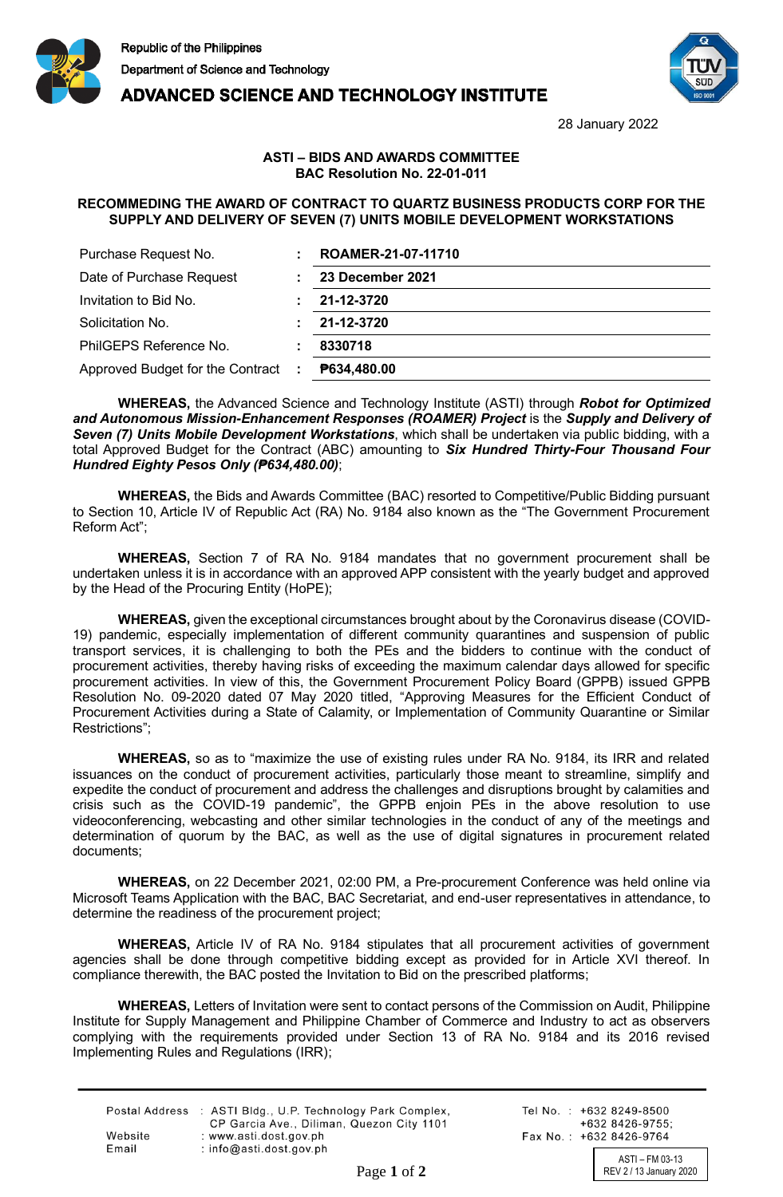Republic of the Philippines
Department of Science and Technology
**ADVANCED SCIENCE AND TECHNOLOGY INSTITUTE**

28 January 2022

**ASTI – BIDS AND AWARDS COMMITTEE**
**BAC Resolution No. 22-01-011**

**RECOMMEDING THE AWARD OF CONTRACT TO QUARTZ BUSINESS PRODUCTS CORP FOR THE SUPPLY AND DELIVERY OF SEVEN (7) UNITS MOBILE DEVELOPMENT WORKSTATIONS**

| | | |
|---|---|---|
| Purchase Request No. | : | **ROAMER-21-07-11710** |
| Date of Purchase Request | : | **23 December 2021** |
| Invitation to Bid No. | : | **21-12-3720** |
| Solicitation No. | : | **21-12-3720** |
| PhilGEPS Reference No. | : | **8330718** |
| Approved Budget for the Contract | : | **₱634,480.00** |

**WHEREAS,** the Advanced Science and Technology Institute (ASTI) through ***Robot for Optimized and Autonomous Mission-Enhancement Responses (ROAMER) Project*** is the ***Supply and Delivery of Seven (7) Units Mobile Development Workstations***, which shall be undertaken via public bidding, with a total Approved Budget for the Contract (ABC) amounting to ***Six Hundred Thirty-Four Thousand Four Hundred Eighty Pesos Only (₱634,480.00)***;

**WHEREAS,** the Bids and Awards Committee (BAC) resorted to Competitive/Public Bidding pursuant to Section 10, Article IV of Republic Act (RA) No. 9184 also known as the "The Government Procurement Reform Act";

**WHEREAS,** Section 7 of RA No. 9184 mandates that no government procurement shall be undertaken unless it is in accordance with an approved APP consistent with the yearly budget and approved by the Head of the Procuring Entity (HoPE);

**WHEREAS,** given the exceptional circumstances brought about by the Coronavirus disease (COVID-19) pandemic, especially implementation of different community quarantines and suspension of public transport services, it is challenging to both the PEs and the bidders to continue with the conduct of procurement activities, thereby having risks of exceeding the maximum calendar days allowed for specific procurement activities. In view of this, the Government Procurement Policy Board (GPPB) issued GPPB Resolution No. 09-2020 dated 07 May 2020 titled, "Approving Measures for the Efficient Conduct of Procurement Activities during a State of Calamity, or Implementation of Community Quarantine or Similar Restrictions";

**WHEREAS,** so as to "maximize the use of existing rules under RA No. 9184, its IRR and related issuances on the conduct of procurement activities, particularly those meant to streamline, simplify and expedite the conduct of procurement and address the challenges and disruptions brought by calamities and crisis such as the COVID-19 pandemic", the GPPB enjoin PEs in the above resolution to use videoconferencing, webcasting and other similar technologies in the conduct of any of the meetings and determination of quorum by the BAC, as well as the use of digital signatures in procurement related documents;

**WHEREAS,** on 22 December 2021, 02:00 PM, a Pre-procurement Conference was held online via Microsoft Teams Application with the BAC, BAC Secretariat, and end-user representatives in attendance, to determine the readiness of the procurement project;

**WHEREAS,** Article IV of RA No. 9184 stipulates that all procurement activities of government agencies shall be done through competitive bidding except as provided for in Article XVI thereof. In compliance therewith, the BAC posted the Invitation to Bid on the prescribed platforms;

**WHEREAS,** Letters of Invitation were sent to contact persons of the Commission on Audit, Philippine Institute for Supply Management and Philippine Chamber of Commerce and Industry to act as observers complying with the requirements provided under Section 13 of RA No. 9184 and its 2016 revised Implementing Rules and Regulations (IRR);

| | | | |
|---|---|---|---|
| Postal Address | : ASTI Bldg., U.P. Technology Park Complex, CP Garcia Ave., Diliman, Quezon City 1101 | Tel No. | : +632 8249-8500; +632 8426-9755; |
| Website | : www.asti.dost.gov.ph | Fax No. | : +632 8426-9764 |
| Email | : info@asti.dost.gov.ph | | |

ASTI – FM 03-13
REV 2 / 13 January 2020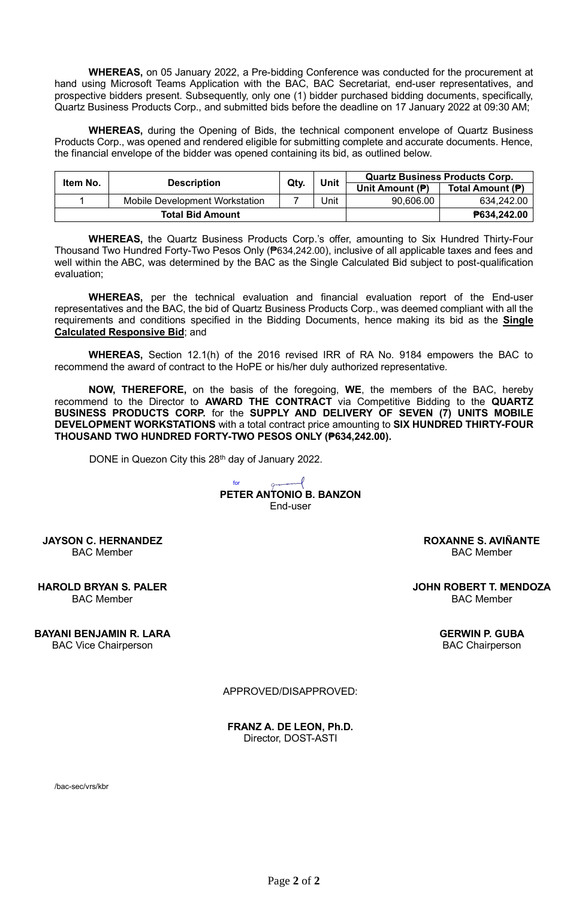**WHEREAS,** on 05 January 2022, a Pre-bidding Conference was conducted for the procurement at hand using Microsoft Teams Application with the BAC, BAC Secretariat, end-user representatives, and prospective bidders present. Subsequently, only one (1) bidder purchased bidding documents, specifically, Quartz Business Products Corp., and submitted bids before the deadline on 17 January 2022 at 09:30 AM;

**WHEREAS,** during the Opening of Bids, the technical component envelope of Quartz Business Products Corp., was opened and rendered eligible for submitting complete and accurate documents. Hence, the financial envelope of the bidder was opened containing its bid, as outlined below.

| Item No. | Description | Qty. | Unit | Quartz Business Products Corp. | |
|---|---|---|---|---|---|
| | | | | Unit Amount (₱) | Total Amount (₱) |
| 1 | Mobile Development Workstation | 7 | Unit | 90,606.00 | 634,242.00 |
| **Total Bid Amount** | | | | | **₱634,242.00** |

**WHEREAS,** the Quartz Business Products Corp.'s offer, amounting to Six Hundred Thirty-Four Thousand Two Hundred Forty-Two Pesos Only (₱634,242.00), inclusive of all applicable taxes and fees and well within the ABC, was determined by the BAC as the Single Calculated Bid subject to post-qualification evaluation;

**WHEREAS,** per the technical evaluation and financial evaluation report of the End-user representatives and the BAC, the bid of Quartz Business Products Corp., was deemed compliant with all the requirements and conditions specified in the Bidding Documents, hence making its bid as the **Single Calculated Responsive Bid**; and

**WHEREAS,** Section 12.1(h) of the 2016 revised IRR of RA No. 9184 empowers the BAC to recommend the award of contract to the HoPE or his/her duly authorized representative.

**NOW, THEREFORE,** on the basis of the foregoing, **WE**, the members of the BAC, hereby recommend to the Director to **AWARD THE CONTRACT** via Competitive Bidding to the **QUARTZ BUSINESS PRODUCTS CORP.** for the **SUPPLY AND DELIVERY OF SEVEN (7) UNITS MOBILE DEVELOPMENT WORKSTATIONS** with a total contract price amounting to **SIX HUNDRED THIRTY-FOUR THOUSAND TWO HUNDRED FORTY-TWO PESOS ONLY (₱634,242.00).**

DONE in Quezon City this 28th day of January 2022.

for
**PETER ANTONIO B. BANZON**
End-user

**JAYSON C. HERNANDEZ**
BAC Member

**ROXANNE S. AVIÑANTE**
BAC Member

**HAROLD BRYAN S. PALER**
BAC Member

**JOHN ROBERT T. MENDOZA**
BAC Member

**BAYANI BENJAMIN R. LARA**
BAC Vice Chairperson

**GERWIN P. GUBA**
BAC Chairperson

APPROVED/DISAPPROVED:

**FRANZ A. DE LEON, Ph.D.**
Director, DOST-ASTI

/bac-sec/vrs/kbr